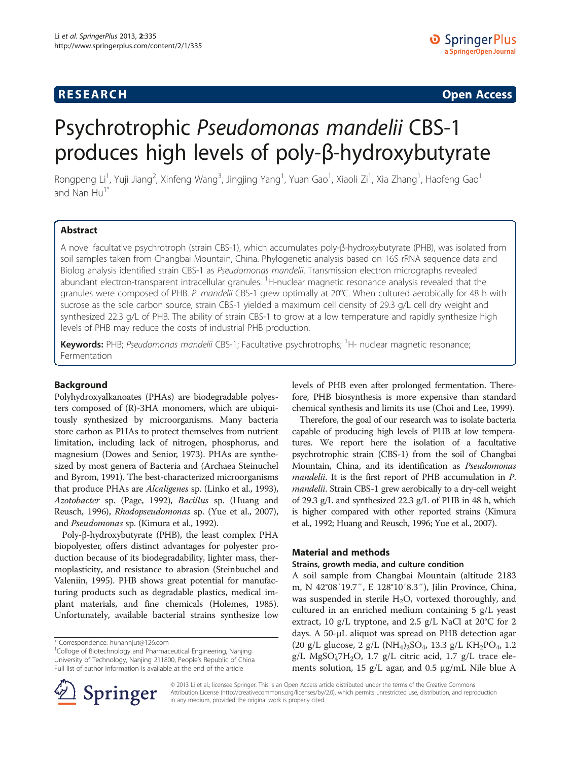RESEARCH Open Access

# Psychrotrophic *Pseudomonas mandelii* CBS-1 produces high levels of poly-β-hydroxybutyrate

Rongpeng Li[1], Yuji Jiang[2], Xinfeng Wang[3], Jingjing Yang[1], Yuan Gao[1], Xiaoli Zi[1], Xia Zhang[1], Haofeng Gao[1] and Nan Hu[1*]

## Abstract

A novel facultative psychrotroph (strain CBS-1), which accumulates poly-β-hydroxybutyrate (PHB), was isolated from soil samples taken from Changbai Mountain, China. Phylogenetic analysis based on 16S rRNA sequence data and Biolog analysis identified strain CBS-1 as *Pseudomonas mandelii*. Transmission electron micrographs revealed abundant electron-transparent intracellular granules. $^{1}$H-nuclear magnetic resonance analysis revealed that the granules were composed of PHB. *P. mandelii* CBS-1 grew optimally at 20°C. When cultured aerobically for 48 h with sucrose as the sole carbon source, strain CBS-1 yielded a maximum cell density of 29.3 g/L cell dry weight and synthesized 22.3 g/L of PHB. The ability of strain CBS-1 to grow at a low temperature and rapidly synthesize high levels of PHB may reduce the costs of industrial PHB production.

**Keywords:** PHB; *Pseudomonas mandelii* CBS-1; Facultative psychrotrophs; $^{1}$H- nuclear magnetic resonance; Fermentation

## Background

Polyhydroxyalkanoates (PHAs) are biodegradable polyesters composed of (R)-3HA monomers, which are ubiquitously synthesized by microorganisms. Many bacteria store carbon as PHAs to protect themselves from nutrient limitation, including lack of nitrogen, phosphorus, and magnesium (Dowes and Senior, 1973). PHAs are synthesized by most genera of Bacteria and (Archaea Steinuchel and Byrom, 1991). The best-characterized microorganisms that produce PHAs are *Alcaligenes* sp. (Linko et al., 1993), *Azotobacter* sp. (Page, 1992), *Bacillus* sp. (Huang and Reusch, 1996), *Rhodopseudomonas* sp. (Yue et al., 2007), and *Pseudomonas* sp. (Kimura et al., 1992).

Poly-β-hydroxybutyrate (PHB), the least complex PHA biopolyester, offers distinct advantages for polyester production because of its biodegradability, lighter mass, thermoplasticity, and resistance to abrasion (Steinbuchel and Valeniin, 1995). PHB shows great potential for manufacturing products such as degradable plastics, medical implant materials, and fine chemicals (Holemes, 1985). Unfortunately, available bacterial strains synthesize low levels of PHB even after prolonged fermentation. Therefore, PHB biosynthesis is more expensive than standard chemical synthesis and limits its use (Choi and Lee, 1999).

Therefore, the goal of our research was to isolate bacteria capable of producing high levels of PHB at low temperatures. We report here the isolation of a facultative psychrotrophic strain (CBS-1) from the soil of Changbai Mountain, China, and its identification as *Pseudomonas mandelii*. It is the first report of PHB accumulation in *P. mandelii*. Strain CBS-1 grew aerobically to a dry-cell weight of 29.3 g/L and synthesized 22.3 g/L of PHB in 48 h, which is higher compared with other reported strains (Kimura et al., 1992; Huang and Reusch, 1996; Yue et al., 2007).

## Material and methods

### Strains, growth media, and culture condition

A soil sample from Changbai Mountain (altitude 2183 m, N 42°08′19.7″, E 128°10′8.3″), Jilin Province, China, was suspended in sterile $H_2O$, vortexed thoroughly, and cultured in an enriched medium containing 5 g/L yeast extract, 10 g/L tryptone, and 2.5 g/L NaCl at 20°C for 2 days. A 50-μL aliquot was spread on PHB detection agar (20 g/L glucose, 2 g/L $(NH_4)_2SO_4$, 13.3 g/L $KH_2PO_4$, 1.2 g/L $MgSO_4 7H_2O$, 1.7 g/L citric acid, 1.7 g/L trace elements solution, 15 g/L agar, and 0.5 μg/mL Nile blue A

\* Correspondence: hunannjut@126.com
[1]College of Biotechnology and Pharmaceutical Engineering, Nanjing University of Technology, Nanjing 211800, People's Republic of China
Full list of author information is available at the end of the article

© 2013 Li et al.; licensee Springer. This is an Open Access article distributed under the terms of the Creative Commons Attribution License (http://creativecommons.org/licenses/by/2.0), which permits unrestricted use, distribution, and reproduction in any medium, provided the original work is properly cited.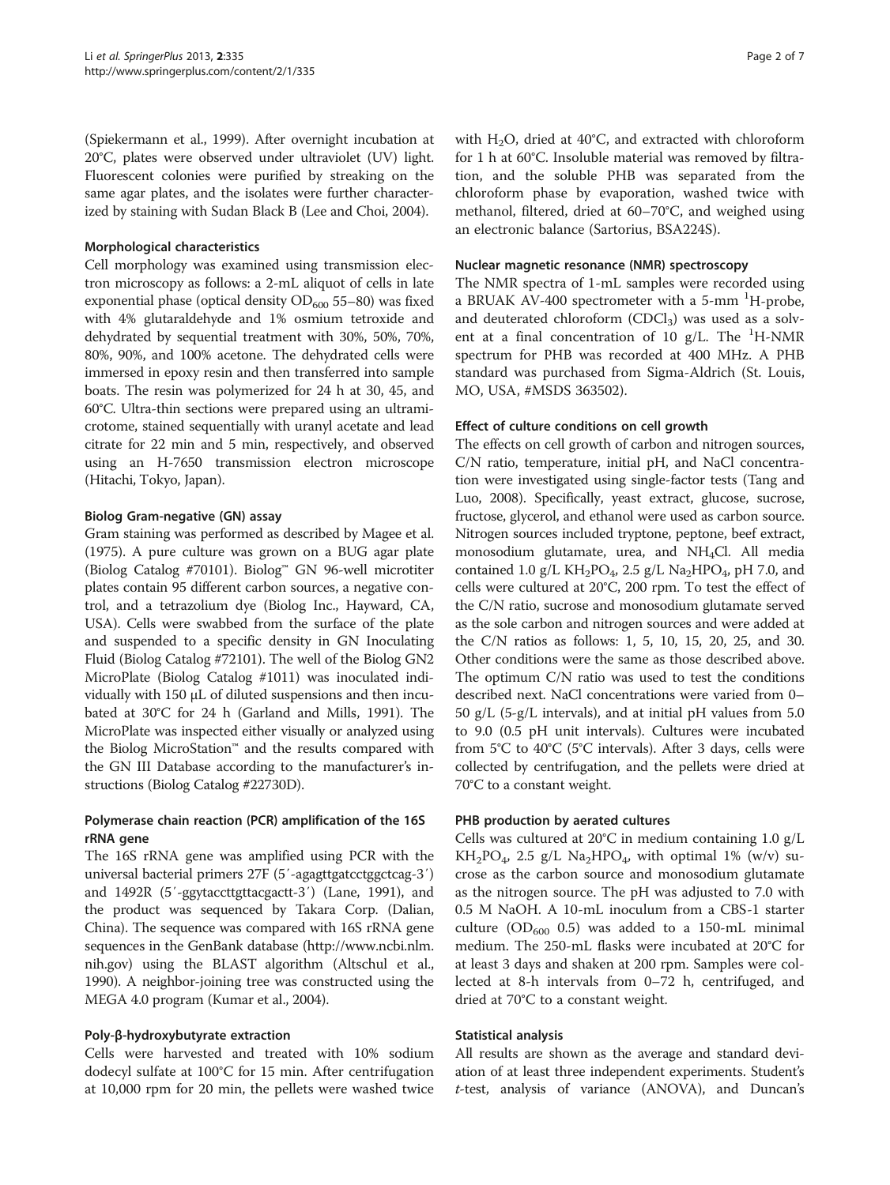(Spiekermann et al., 1999). After overnight incubation at 20°C, plates were observed under ultraviolet (UV) light. Fluorescent colonies were purified by streaking on the same agar plates, and the isolates were further characterized by staining with Sudan Black B (Lee and Choi, 2004).

### Morphological characteristics

Cell morphology was examined using transmission electron microscopy as follows: a 2-mL aliquot of cells in late exponential phase (optical density $OD_{600}$ 55–80) was fixed with 4% glutaraldehyde and 1% osmium tetroxide and dehydrated by sequential treatment with 30%, 50%, 70%, 80%, 90%, and 100% acetone. The dehydrated cells were immersed in epoxy resin and then transferred into sample boats. The resin was polymerized for 24 h at 30, 45, and 60°C. Ultra-thin sections were prepared using an ultramicrotome, stained sequentially with uranyl acetate and lead citrate for 22 min and 5 min, respectively, and observed using an H-7650 transmission electron microscope (Hitachi, Tokyo, Japan).

### Biolog Gram-negative (GN) assay

Gram staining was performed as described by Magee et al. (1975). A pure culture was grown on a BUG agar plate (Biolog Catalog #70101). Biolog™ GN 96-well microtiter plates contain 95 different carbon sources, a negative control, and a tetrazolium dye (Biolog Inc., Hayward, CA, USA). Cells were swabbed from the surface of the plate and suspended to a specific density in GN Inoculating Fluid (Biolog Catalog #72101). The well of the Biolog GN2 MicroPlate (Biolog Catalog #1011) was inoculated individually with 150 μL of diluted suspensions and then incubated at 30°C for 24 h (Garland and Mills, 1991). The MicroPlate was inspected either visually or analyzed using the Biolog MicroStation™ and the results compared with the GN III Database according to the manufacturer's instructions (Biolog Catalog #22730D).

### Polymerase chain reaction (PCR) amplification of the 16S rRNA gene

The 16S rRNA gene was amplified using PCR with the universal bacterial primers 27F (5′-agagttgatcctggctcag-3′) and 1492R (5′-ggytaccttgttacgactt-3′) (Lane, 1991), and the product was sequenced by Takara Corp. (Dalian, China). The sequence was compared with 16S rRNA gene sequences in the GenBank database (http://www.ncbi.nlm.nih.gov) using the BLAST algorithm (Altschul et al., 1990). A neighbor-joining tree was constructed using the MEGA 4.0 program (Kumar et al., 2004).

### Poly-β-hydroxybutyrate extraction

Cells were harvested and treated with 10% sodium dodecyl sulfate at 100°C for 15 min. After centrifugation at 10,000 rpm for 20 min, the pellets were washed twice with $H_2O$, dried at 40°C, and extracted with chloroform for 1 h at 60°C. Insoluble material was removed by filtration, and the soluble PHB was separated from the chloroform phase by evaporation, washed twice with methanol, filtered, dried at 60–70°C, and weighed using an electronic balance (Sartorius, BSA224S).

### Nuclear magnetic resonance (NMR) spectroscopy

The NMR spectra of 1-mL samples were recorded using a BRUAK AV-400 spectrometer with a 5-mm $^{1}H$-probe, and deuterated chloroform ($CDCl_3$) was used as a solvent at a final concentration of 10 g/L. The $^{1}H$-NMR spectrum for PHB was recorded at 400 MHz. A PHB standard was purchased from Sigma-Aldrich (St. Louis, MO, USA, #MSDS 363502).

### Effect of culture conditions on cell growth

The effects on cell growth of carbon and nitrogen sources, C/N ratio, temperature, initial pH, and NaCl concentration were investigated using single-factor tests (Tang and Luo, 2008). Specifically, yeast extract, glucose, sucrose, fructose, glycerol, and ethanol were used as carbon source. Nitrogen sources included tryptone, peptone, beef extract, monosodium glutamate, urea, and $NH_4Cl$. All media contained 1.0 g/L $KH_2PO_4$, 2.5 g/L $Na_2HPO_4$, pH 7.0, and cells were cultured at 20°C, 200 rpm. To test the effect of the C/N ratio, sucrose and monosodium glutamate served as the sole carbon and nitrogen sources and were added at the C/N ratios as follows: 1, 5, 10, 15, 20, 25, and 30. Other conditions were the same as those described above. The optimum C/N ratio was used to test the conditions described next. NaCl concentrations were varied from 0–50 g/L (5-g/L intervals), and at initial pH values from 5.0 to 9.0 (0.5 pH unit intervals). Cultures were incubated from 5°C to 40°C (5°C intervals). After 3 days, cells were collected by centrifugation, and the pellets were dried at 70°C to a constant weight.

### PHB production by aerated cultures

Cells was cultured at 20°C in medium containing 1.0 g/L $KH_2PO_4$, 2.5 g/L $Na_2HPO_4$, with optimal 1% (w/v) sucrose as the carbon source and monosodium glutamate as the nitrogen source. The pH was adjusted to 7.0 with 0.5 M NaOH. A 10-mL inoculum from a CBS-1 starter culture ($OD_{600}$ 0.5) was added to a 150-mL minimal medium. The 250-mL flasks were incubated at 20°C for at least 3 days and shaken at 200 rpm. Samples were collected at 8-h intervals from 0–72 h, centrifuged, and dried at 70°C to a constant weight.

### Statistical analysis

All results are shown as the average and standard deviation of at least three independent experiments. Student's *t*-test, analysis of variance (ANOVA), and Duncan's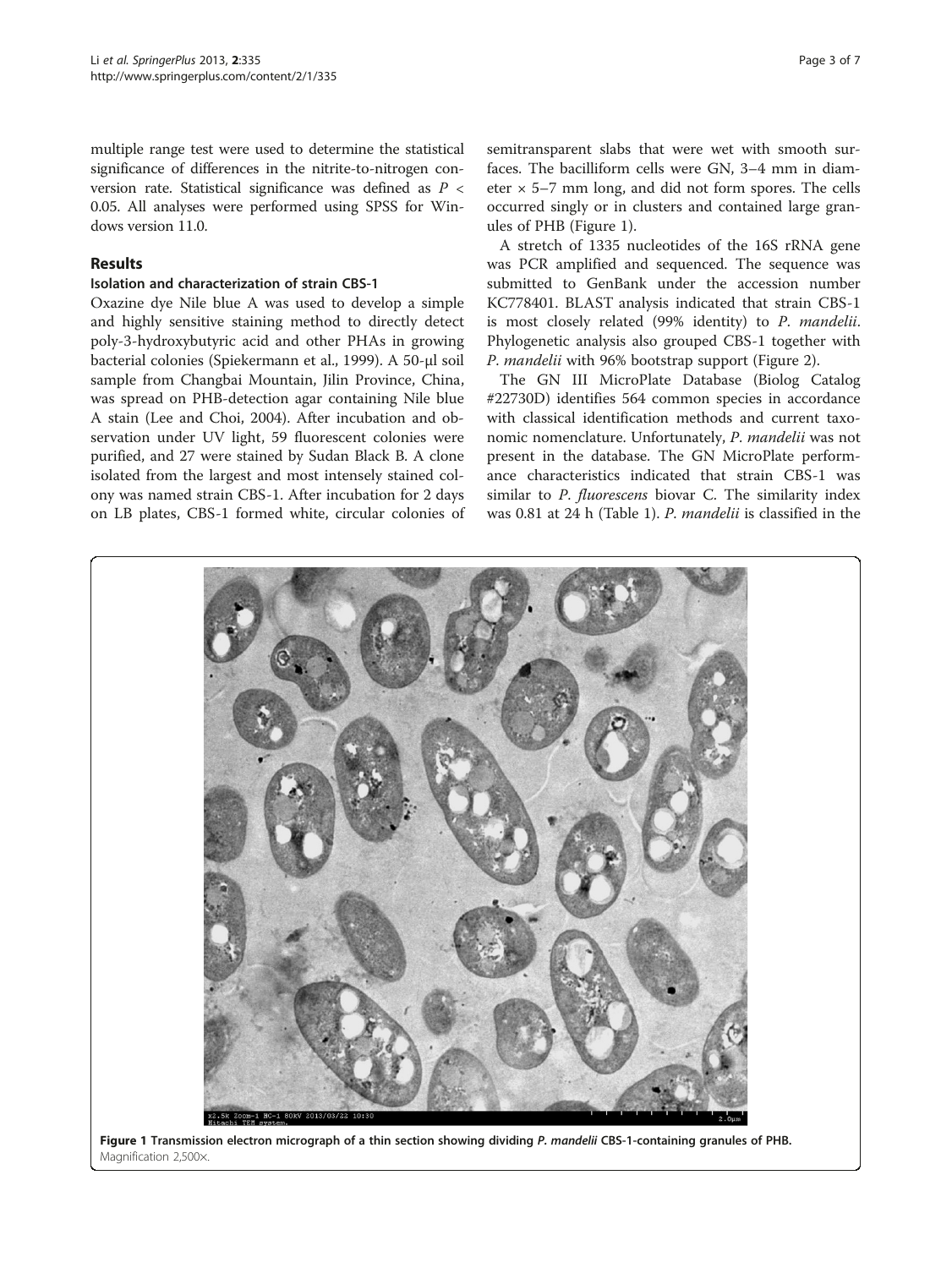multiple range test were used to determine the statistical significance of differences in the nitrite-to-nitrogen conversion rate. Statistical significance was defined as $P < 0.05$. All analyses were performed using SPSS for Windows version 11.0.

## Results

### Isolation and characterization of strain CBS-1

Oxazine dye Nile blue A was used to develop a simple and highly sensitive staining method to directly detect poly-3-hydroxybutyric acid and other PHAs in growing bacterial colonies (Spiekermann et al., 1999). A 50-μl soil sample from Changbai Mountain, Jilin Province, China, was spread on PHB-detection agar containing Nile blue A stain (Lee and Choi, 2004). After incubation and observation under UV light, 59 fluorescent colonies were purified, and 27 were stained by Sudan Black B. A clone isolated from the largest and most intensely stained colony was named strain CBS-1. After incubation for 2 days on LB plates, CBS-1 formed white, circular colonies of semitransparent slabs that were wet with smooth surfaces. The bacilliform cells were GN, 3–4 mm in diameter × 5–7 mm long, and did not form spores. The cells occurred singly or in clusters and contained large granules of PHB (Figure 1).

A stretch of 1335 nucleotides of the 16S rRNA gene was PCR amplified and sequenced. The sequence was submitted to GenBank under the accession number KC778401. BLAST analysis indicated that strain CBS-1 is most closely related (99% identity) to *P. mandelii*. Phylogenetic analysis also grouped CBS-1 together with *P. mandelii* with 96% bootstrap support (Figure 2).

The GN III MicroPlate Database (Biolog Catalog #22730D) identifies 564 common species in accordance with classical identification methods and current taxonomic nomenclature. Unfortunately, *P. mandelii* was not present in the database. The GN MicroPlate performance characteristics indicated that strain CBS-1 was similar to *P. fluorescens* biovar C. The similarity index was 0.81 at 24 h (Table 1). *P. mandelii* is classified in the

**Figure 1 Transmission electron micrograph of a thin section showing dividing *P. mandelii* CBS-1-containing granules of PHB.** Magnification 2,500×.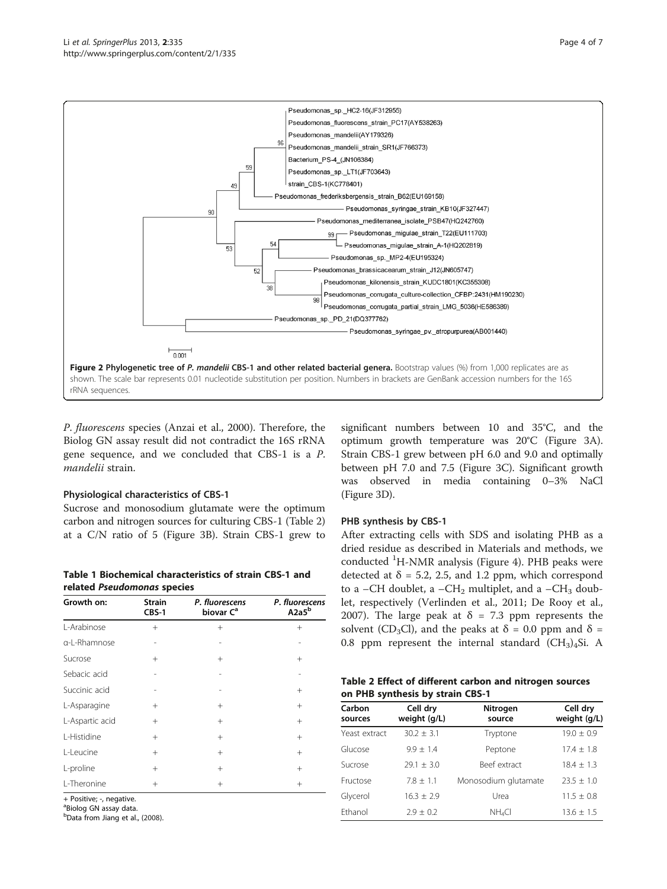Figure 2 Phylogenetic tree of *P. mandelii* CBS-1 and other related bacterial genera. Bootstrap values (%) from 1,000 replicates are as shown. The scale bar represents 0.01 nucleotide substitution per position. Numbers in brackets are GenBank accession numbers for the 16S rRNA sequences.

*P. fluorescens* species (Anzai et al., 2000). Therefore, the Biolog GN assay result did not contradict the 16S rRNA gene sequence, and we concluded that CBS-1 is a *P. mandelii* strain.

### Physiological characteristics of CBS-1

Sucrose and monosodium glutamate were the optimum carbon and nitrogen sources for culturing CBS-1 (Table 2) at a C/N ratio of 5 (Figure 3B). Strain CBS-1 grew to significant numbers between 10 and 35°C, and the optimum growth temperature was 20°C (Figure 3A). Strain CBS-1 grew between pH 6.0 and 9.0 and optimally between pH 7.0 and 7.5 (Figure 3C). Significant growth was observed in media containing 0–3% NaCl (Figure 3D).

**Table 1 Biochemical characteristics of strain CBS-1 and related *Pseudomonas* species**

| Growth on: | Strain CBS-1 | *P. fluorescens* biovar C[a] | *P. fluorescens* A2a5[b] |
|---|---|---|---|
| L-Arabinose | + | + | + |
| α-L-Rhamnose | - | - | - |
| Sucrose | + | + | + |
| Sebacic acid | - | - | - |
| Succinic acid | - | - | + |
| L-Asparagine | + | + | + |
| L-Aspartic acid | + | + | + |
| L-Histidine | + | + | + |
| L-Leucine | + | + | + |
| L-proline | + | + | + |
| L-Theronine | + | + | + |

+ Positive; -, negative.
[a]Biolog GN assay data.
[b]Data from Jiang et al., (2008).

### PHB synthesis by CBS-1

After extracting cells with SDS and isolating PHB as a dried residue as described in Materials and methods, we conducted $^1$H-NMR analysis (Figure 4). PHB peaks were detected at $\delta$ = 5.2, 2.5, and 1.2 ppm, which correspond to a $-CH$ doublet, a $-CH_2$ multiplet, and a $-CH_3$ doublet, respectively (Verlinden et al., 2011; De Rooy et al., 2007). The large peak at $\delta$ = 7.3 ppm represents the solvent ($CD_3Cl$), and the peaks at $\delta$ = 0.0 ppm and $\delta$ = 0.8 ppm represent the internal standard $(CH_3)_4Si$. A

**Table 2 Effect of different carbon and nitrogen sources on PHB synthesis by strain CBS-1**

| Carbon sources | Cell dry weight (g/L) | Nitrogen source | Cell dry weight (g/L) |
|---|---|---|---|
| Yeast extract | 30.2 ± 3.1 | Tryptone | 19.0 ± 0.9 |
| Glucose | 9.9 ± 1.4 | Peptone | 17.4 ± 1.8 |
| Sucrose | 29.1 ± 3.0 | Beef extract | 18.4 ± 1.3 |
| Fructose | 7.8 ± 1.1 | Monosodium glutamate | 23.5 ± 1.0 |
| Glycerol | 16.3 ± 2.9 | Urea | 11.5 ± 0.8 |
| Ethanol | 2.9 ± 0.2 | $NH_4Cl$ | 13.6 ± 1.5 |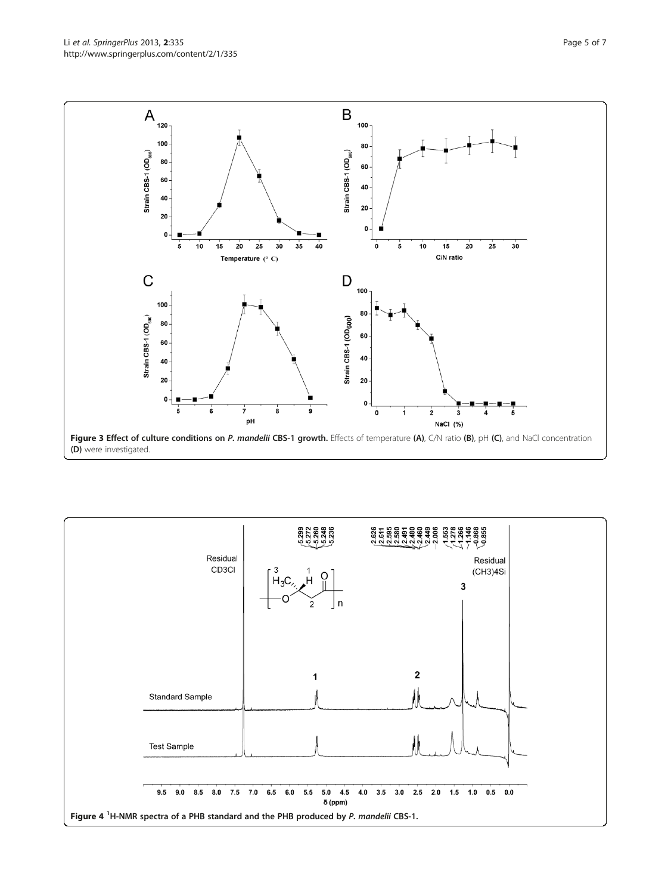**Figure 3 Effect of culture conditions on *P. mandelii* CBS-1 growth.** Effects of temperature **(A)**, C/N ratio **(B)**, pH **(C)**, and NaCl concentration **(D)** were investigated.

**Figure 4 $^1$H-NMR spectra of a PHB standard and the PHB produced by *P. mandelii* CBS-1.**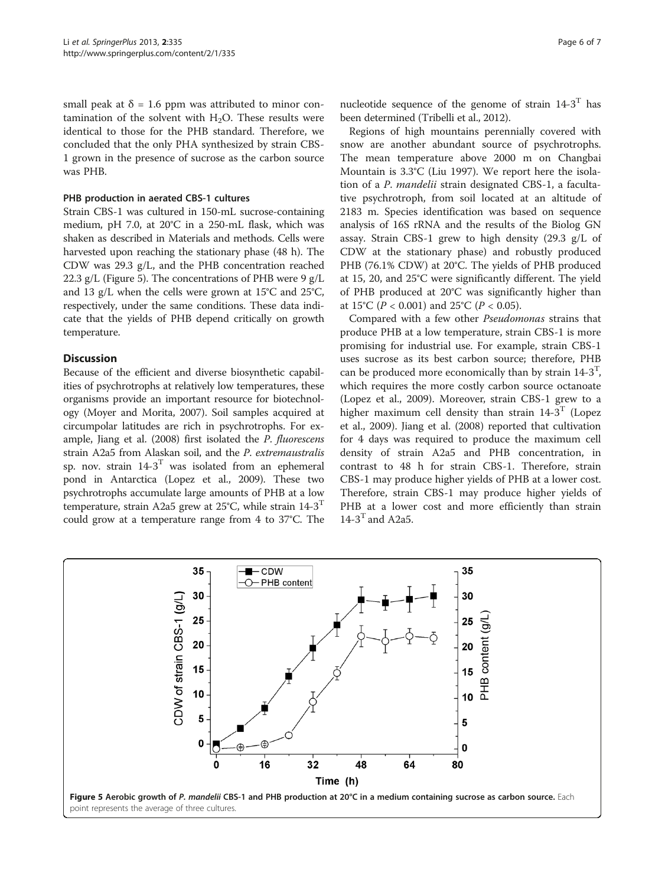small peak at δ = 1.6 ppm was attributed to minor contamination of the solvent with $H_2O$. These results were identical to those for the PHB standard. Therefore, we concluded that the only PHA synthesized by strain CBS-1 grown in the presence of sucrose as the carbon source was PHB.

### PHB production in aerated CBS-1 cultures

Strain CBS-1 was cultured in 150-mL sucrose-containing medium, pH 7.0, at 20°C in a 250-mL flask, which was shaken as described in Materials and methods. Cells were harvested upon reaching the stationary phase (48 h). The CDW was 29.3 g/L, and the PHB concentration reached 22.3 g/L (Figure 5). The concentrations of PHB were 9 g/L and 13 g/L when the cells were grown at 15°C and 25°C, respectively, under the same conditions. These data indicate that the yields of PHB depend critically on growth temperature.

## Discussion

Because of the efficient and diverse biosynthetic capabilities of psychrotrophs at relatively low temperatures, these organisms provide an important resource for biotechnology (Moyer and Morita, 2007). Soil samples acquired at circumpolar latitudes are rich in psychrotrophs. For example, Jiang et al. (2008) first isolated the *P. fluorescens* strain A2a5 from Alaskan soil, and the *P. extremaustralis* sp. nov. strain $14\text{-}3^T$ was isolated from an ephemeral pond in Antarctica (Lopez et al., 2009). These two psychrotrophs accumulate large amounts of PHB at a low temperature, strain A2a5 grew at 25°C, while strain $14\text{-}3^T$ could grow at a temperature range from 4 to 37°C. The nucleotide sequence of the genome of strain $14\text{-}3^T$ has been determined (Tribelli et al., 2012).

Regions of high mountains perennially covered with snow are another abundant source of psychrotrophs. The mean temperature above 2000 m on Changbai Mountain is 3.3°C (Liu 1997). We report here the isolation of a *P. mandelii* strain designated CBS-1, a facultative psychrotroph, from soil located at an altitude of 2183 m. Species identification was based on sequence analysis of 16S rRNA and the results of the Biolog GN assay. Strain CBS-1 grew to high density (29.3 g/L of CDW at the stationary phase) and robustly produced PHB (76.1% CDW) at 20°C. The yields of PHB produced at 15, 20, and 25°C were significantly different. The yield of PHB produced at 20°C was significantly higher than at 15°C ($P < 0.001$) and 25°C ($P < 0.05$).

Compared with a few other *Pseudomonas* strains that produce PHB at a low temperature, strain CBS-1 is more promising for industrial use. For example, strain CBS-1 uses sucrose as its best carbon source; therefore, PHB can be produced more economically than by strain $14\text{-}3^T$, which requires the more costly carbon source octanoate (Lopez et al., 2009). Moreover, strain CBS-1 grew to a higher maximum cell density than strain $14\text{-}3^T$ (Lopez et al., 2009). Jiang et al. (2008) reported that cultivation for 4 days was required to produce the maximum cell density of strain A2a5 and PHB concentration, in contrast to 48 h for strain CBS-1. Therefore, strain CBS-1 may produce higher yields of PHB at a lower cost. Therefore, strain CBS-1 may produce higher yields of PHB at a lower cost and more efficiently than strain $14\text{-}3^T$ and A2a5.

**Figure 5 Aerobic growth of *P. mandelii* CBS-1 and PHB production at 20°C in a medium containing sucrose as carbon source.** Each point represents the average of three cultures.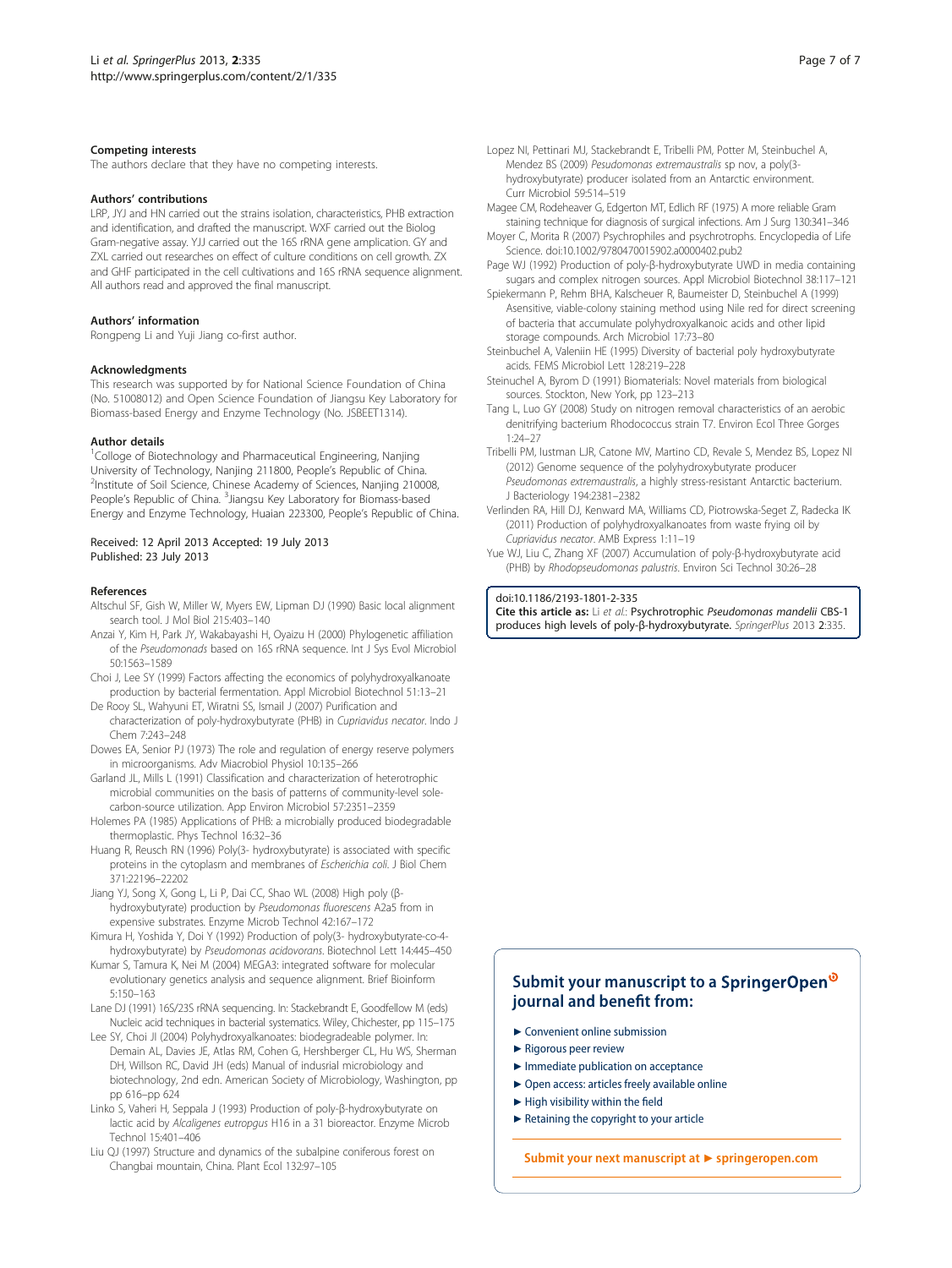### Competing interests

The authors declare that they have no competing interests.

### Authors' contributions

LRP, JYJ and HN carried out the strains isolation, characteristics, PHB extraction and identification, and drafted the manuscript. WXF carried out the Biolog Gram-negative assay. YJJ carried out the 16S rRNA gene amplication. GY and ZXL carried out researches on effect of culture conditions on cell growth. ZX and GHF participated in the cell cultivations and 16S rRNA sequence alignment. All authors read and approved the final manuscript.

### Authors' information

Rongpeng Li and Yuji Jiang co-first author.

### Acknowledgments

This research was supported by for National Science Foundation of China (No. 51008012) and Open Science Foundation of Jiangsu Key Laboratory for Biomass-based Energy and Enzyme Technology (No. JSBEET1314).

### Author details

[1]College of Biotechnology and Pharmaceutical Engineering, Nanjing University of Technology, Nanjing 211800, People's Republic of China. [2]Institute of Soil Science, Chinese Academy of Sciences, Nanjing 210008, People's Republic of China. [3]Jiangsu Key Laboratory for Biomass-based Energy and Enzyme Technology, Huaian 223300, People's Republic of China.

Received: 12 April 2013 Accepted: 19 July 2013
Published: 23 July 2013

### References

Altschul SF, Gish W, Miller W, Myers EW, Lipman DJ (1990) Basic local alignment search tool. J Mol Biol 215:403–140

Anzai Y, Kim H, Park JY, Wakabayashi H, Oyaizu H (2000) Phylogenetic affiliation of the *Pseudomonads* based on 16S rRNA sequence. Int J Sys Evol Microbiol 50:1563–1589

Choi J, Lee SY (1999) Factors affecting the economics of polyhydroxyalkanoate production by bacterial fermentation. Appl Microbiol Biotechnol 51:13–21

De Rooy SL, Wahyuni ET, Wiratni SS, Ismail J (2007) Purification and characterization of poly-hydroxybutyrate (PHB) in *Cupriavidus necator*. Indo J Chem 7:243–248

Dowes EA, Senior PJ (1973) The role and regulation of energy reserve polymers in microorganisms. Adv Miacrobiol Physiol 10:135–266

Garland JL, Mills L (1991) Classification and characterization of heterotrophic microbial communities on the basis of patterns of community-level sole-carbon-source utilization. App Environ Microbiol 57:2351–2359

Holemes PA (1985) Applications of PHB: a microbially produced biodegradable thermoplastic. Phys Technol 16:32–36

Huang R, Reusch RN (1996) Poly(3- hydroxybutyrate) is associated with specific proteins in the cytoplasm and membranes of *Escherichia coli*. J Biol Chem 371:22196–22202

Jiang YJ, Song X, Gong L, Li P, Dai CC, Shao WL (2008) High poly (β-hydroxybutyrate) production by *Pseudomonas fluorescens* A2a5 from in expensive substrates. Enzyme Microb Technol 42:167–172

Kimura H, Yoshida Y, Doi Y (1992) Production of poly(3- hydroxybutyrate-co-4-hydroxybutyrate) by *Pseudomonas acidovorans*. Biotechnol Lett 14:445–450

Kumar S, Tamura K, Nei M (2004) MEGA3: integrated software for molecular evolutionary genetics analysis and sequence alignment. Brief Bioinform 5:150–163

Lane DJ (1991) 16S/23S rRNA sequencing. In: Stackebrandt E, Goodfellow M (eds) Nucleic acid techniques in bacterial systematics. Wiley, Chichester, pp 115–175

Lee SY, Choi JI (2004) Polyhydroxyalkanoates: biodegradeable polymer. In: Demain AL, Davies JE, Atlas RM, Cohen G, Hershberger CL, Hu WS, Sherman DH, Willson RC, David JH (eds) Manual of indusrial microbiology and biotechnology, 2nd edn. American Society of Microbiology, Washington, pp pp 616–pp 624

Linko S, Vaheri H, Seppala J (1993) Production of poly-β-hydroxybutyrate on lactic acid by *Alcaligenes eutropgus* H16 in a 31 bioreactor. Enzyme Microb Technol 15:401–406

Liu QJ (1997) Structure and dynamics of the subalpine coniferous forest on Changbai mountain, China. Plant Ecol 132:97–105

Lopez NI, Pettinari MJ, Stackebrandt E, Tribelli PM, Potter M, Steinbuchel A, Mendez BS (2009) *Pesudomonas extremaustralis* sp nov, a poly(3-hydroxybutyrate) producer isolated from an Antarctic environment. Curr Microbiol 59:514–519

Magee CM, Rodeheaver G, Edgerton MT, Edlich RF (1975) A more reliable Gram staining technique for diagnosis of surgical infections. Am J Surg 130:341–346

Moyer C, Morita R (2007) Psychrophiles and psychrotrophs. Encyclopedia of Life Science. doi:10.1002/9780470015902.a0000402.pub2

Page WJ (1992) Production of poly-β-hydroxybutyrate UWD in media containing sugars and complex nitrogen sources. Appl Microbiol Biotechnol 38:117–121

Spiekermann P, Rehm BHA, Kalscheuer R, Baumeister D, Steinbuchel A (1999) Asensitive, viable-colony staining method using Nile red for direct screening of bacteria that accumulate polyhydroxyalkanoic acids and other lipid storage compounds. Arch Microbiol 17:73–80

Steinbuchel A, Valeniin HE (1995) Diversity of bacterial poly hydroxybutyrate acids. FEMS Microbiol Lett 128:219–228

Steinuchel A, Byrom D (1991) Biomaterials: Novel materials from biological sources. Stockton, New York, pp 123–213

Tang L, Luo GY (2008) Study on nitrogen removal characteristics of an aerobic denitrifying bacterium Rhodococcus strain T7. Environ Ecol Three Gorges 1:24–27

Tribelli PM, Iustman LJR, Catone MV, Martino CD, Revale S, Mendez BS, Lopez NI (2012) Genome sequence of the polyhydroxybutyrate producer *Pseudomonas extremaustralis*, a highly stress-resistant Antarctic bacterium. J Bacteriology 194:2381–2382

Verlinden RA, Hill DJ, Kenward MA, Williams CD, Piotrowska-Seget Z, Radecka IK (2011) Production of polyhydroxyalkanoates from waste frying oil by *Cupriavidus necator*. AMB Express 1:11–19

Yue WJ, Liu C, Zhang XF (2007) Accumulation of poly-β-hydroxybutyrate acid (PHB) by *Rhodopseudomonas palustris*. Environ Sci Technol 30:26–28

doi:10.1186/2193-1801-2-335

**Cite this article as:** Li *et al.*: Psychrotrophic *Pseudomonas mandelii* CBS-1 produces high levels of poly-β-hydroxybutyrate. *SpringerPlus* 2013 **2**:335.

**Submit your manuscript to a SpringerOpen journal and benefit from:**

- ► Convenient online submission
- ► Rigorous peer review
- ► Immediate publication on acceptance
- ► Open access: articles freely available online
- ► High visibility within the field
- ► Retaining the copyright to your article

**Submit your next manuscript at ► springeropen.com**